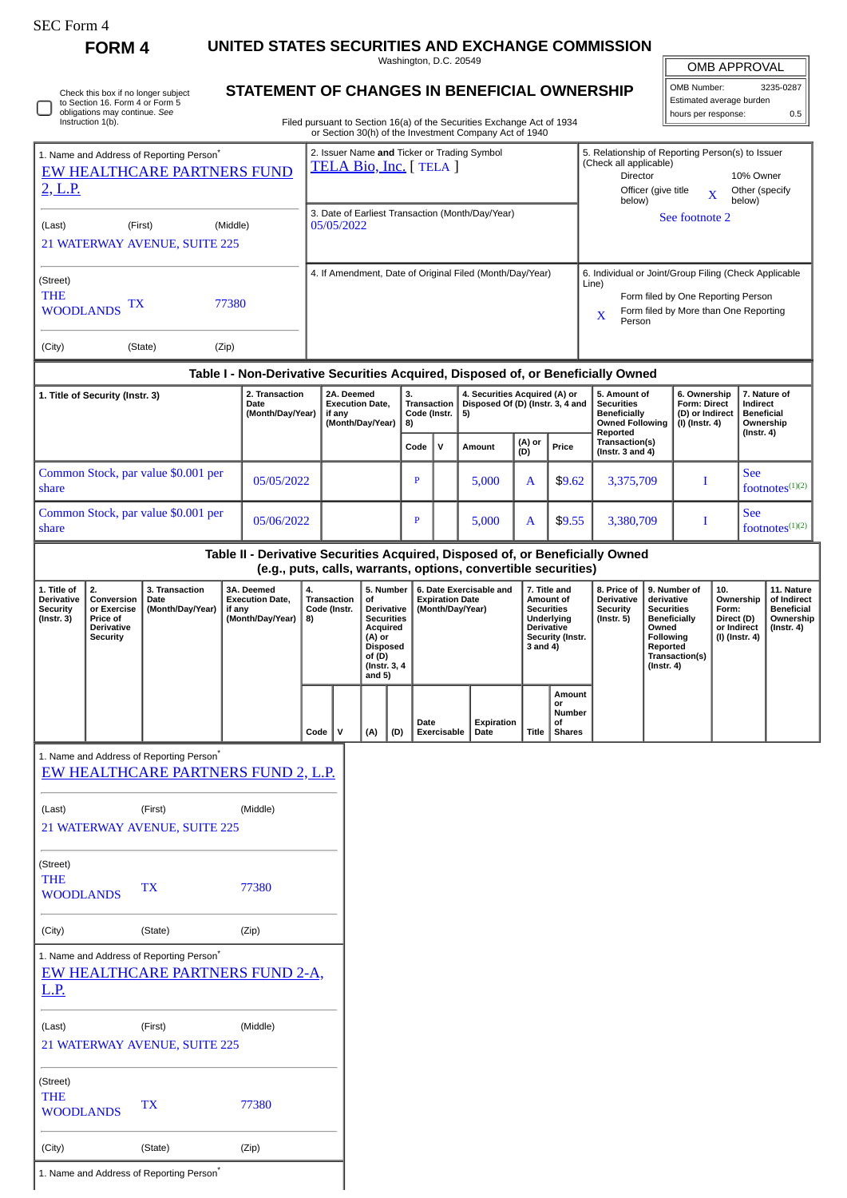SEC Form 4

# FORM 4

## UNITED STATES SECURITIES AND EXCHANGE COMMISSION

Washington, D.C. 20549

## STATEMENT OF CHANGES IN BENEFICIAL OWNERSHIP

Filed pursuant to Section 16(a) of the Securities Exchange Act of 1934 or Section 30(h) of the Investment Company Act of 1940

☐ Check this box if no longer subject to Section 16. Form 4 or Form 5 obligations may continue. *See* Instruction 1(b).

| OMB APPROVAL | |
|---|---|
| OMB Number: | 3235-0287 |
| Estimated average burden | |
| hours per response: | 0.5 |

1. Name and Address of Reporting Person*

EW HEALTHCARE PARTNERS FUND 2, L.P.

(Last) (First) (Middle)

21 WATERWAY AVENUE, SUITE 225

(Street)

THE WOODLANDS TX 77380

(City) (State) (Zip)

2. Issuer Name **and** Ticker or Trading Symbol

TELA Bio, Inc. [ TELA ]

3. Date of Earliest Transaction (Month/Day/Year)

05/05/2022

4. If Amendment, Date of Original Filed (Month/Day/Year)

5. Relationship of Reporting Person(s) to Issuer (Check all applicable)

Director | 10% Owner
Officer (give title below) | X Other (specify below)

See footnote 2

6. Individual or Joint/Group Filing (Check Applicable Line)

Form filed by One Reporting Person
X Form filed by More than One Reporting Person

### Table I - Non-Derivative Securities Acquired, Disposed of, or Beneficially Owned

| 1. Title of Security (Instr. 3) | 2. Transaction Date (Month/Day/Year) | 2A. Deemed Execution Date, if any (Month/Day/Year) | 3. Transaction Code (Instr. 8) | | 4. Securities Acquired (A) or Disposed Of (D) (Instr. 3, 4 and 5) | | | 5. Amount of Securities Beneficially Owned Following Reported Transaction(s) (Instr. 3 and 4) | 6. Ownership Form: Direct (D) or Indirect (I) (Instr. 4) | 7. Nature of Indirect Beneficial Ownership (Instr. 4) |
|---|---|---|---|---|---|---|---|---|---|---|
| | | | Code | V | Amount | (A) or (D) | Price | | | |
| Common Stock, par value $0.001 per share | 05/05/2022 | | P | | 5,000 | A | $9.62 | 3,375,709 | I | See footnotes[(1)(2)] |
| Common Stock, par value $0.001 per share | 05/06/2022 | | P | | 5,000 | A | $9.55 | 3,380,709 | I | See footnotes[(1)(2)] |

### Table II - Derivative Securities Acquired, Disposed of, or Beneficially Owned (e.g., puts, calls, warrants, options, convertible securities)

| 1. Title of Derivative Security (Instr. 3) | 2. Conversion or Exercise Price of Derivative Security | 3. Transaction Date (Month/Day/Year) | 3A. Deemed Execution Date, if any (Month/Day/Year) | 4. Transaction Code (Instr. 8) | | 5. Number of Derivative Securities Acquired (A) or Disposed of (D) (Instr. 3, 4 and 5) | | 6. Date Exercisable and Expiration Date (Month/Day/Year) | | 7. Title and Amount of Securities Underlying Derivative Security (Instr. 3 and 4) | | 8. Price of Derivative Security (Instr. 5) | 9. Number of derivative Securities Beneficially Owned Following Reported Transaction(s) (Instr. 4) | 10. Ownership Form: Direct (D) or Indirect (I) (Instr. 4) | 11. Nature of Indirect Beneficial Ownership (Instr. 4) |
|---|---|---|---|---|---|---|---|---|---|---|---|---|---|---|---|
| | | | | Code | V | (A) | (D) | Date Exercisable | Expiration Date | Title | Amount or Number of Shares | | | | |

1. Name and Address of Reporting Person*

EW HEALTHCARE PARTNERS FUND 2, L.P.

(Last) (First) (Middle)

21 WATERWAY AVENUE, SUITE 225

(Street)

THE WOODLANDS TX 77380

(City) (State) (Zip)

1. Name and Address of Reporting Person*

EW HEALTHCARE PARTNERS FUND 2-A, L.P.

(Last) (First) (Middle)

21 WATERWAY AVENUE, SUITE 225

(Street)

THE WOODLANDS TX 77380

(City) (State) (Zip)

1. Name and Address of Reporting Person*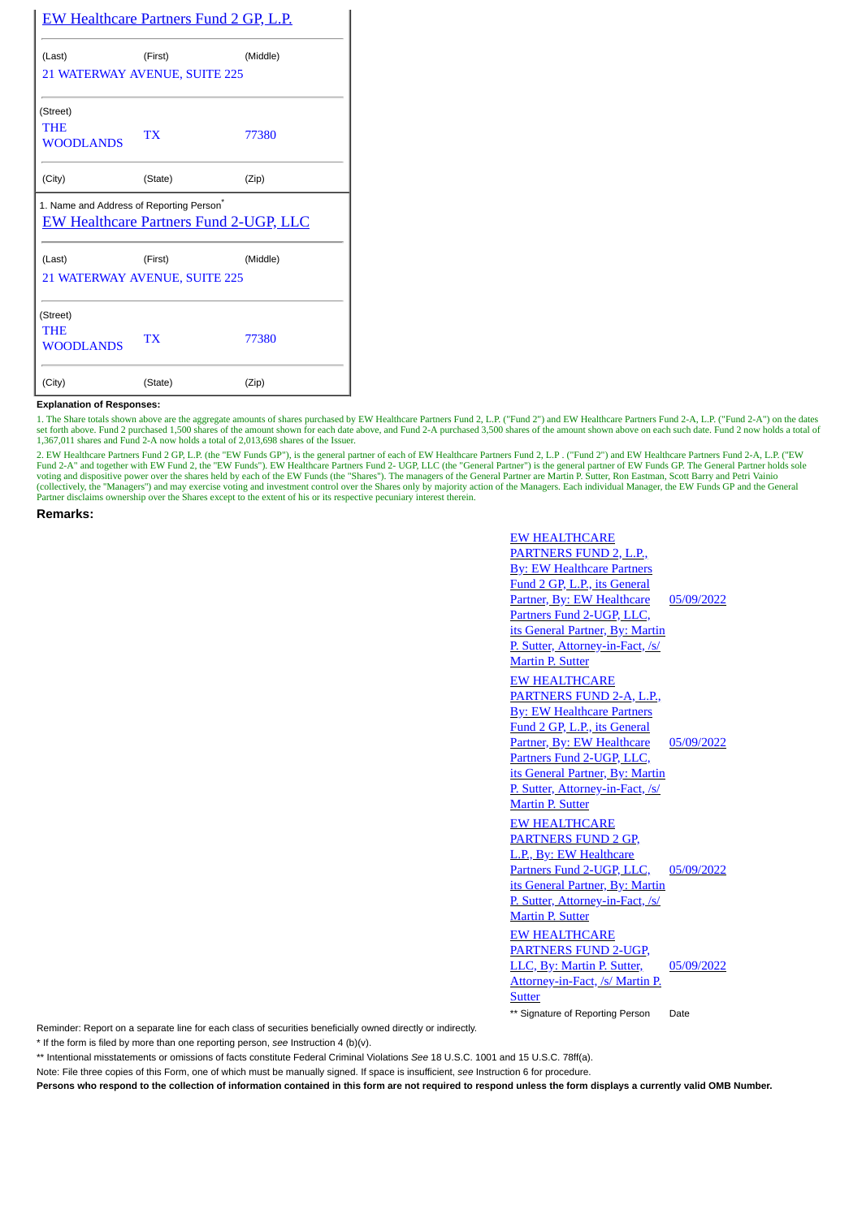EW Healthcare Partners Fund 2 GP, L.P.

| (Last) | (First) | (Middle) |
|---|---|---|

21 WATERWAY AVENUE, SUITE 225

(Street)

| THE WOODLANDS | TX | 77380 |
|---|---|---|
| (City) | (State) | (Zip) |

1. Name and Address of Reporting Person*

EW Healthcare Partners Fund 2-UGP, LLC

| (Last) | (First) | (Middle) |
|---|---|---|

21 WATERWAY AVENUE, SUITE 225

(Street)

| THE WOODLANDS | TX | 77380 |
|---|---|---|
| (City) | (State) | (Zip) |

**Explanation of Responses:**

1. The Share totals shown above are the aggregate amounts of shares purchased by EW Healthcare Partners Fund 2, L.P. ("Fund 2") and EW Healthcare Partners Fund 2-A, L.P. ("Fund 2-A") on the dates set forth above. Fund 2 purchased 1,500 shares of the amount shown for each date above, and Fund 2-A purchased 3,500 shares of the amount shown above on each such date. Fund 2 now holds a total of 1,367,011 shares and Fund 2-A now holds a total of 2,013,698 shares of the Issuer.

2. EW Healthcare Partners Fund 2 GP, L.P. (the "EW Funds GP"), is the general partner of each of EW Healthcare Partners Fund 2, L.P . ("Fund 2") and EW Healthcare Partners Fund 2-A, L.P. ("EW Fund 2-A" and together with EW Fund 2, the "EW Funds"). EW Healthcare Partners Fund 2- UGP, LLC (the "General Partner") is the general partner of EW Funds GP. The General Partner holds sole voting and dispositive power over the shares held by each of the EW Funds (the "Shares"). The managers of the General Partner are Martin P. Sutter, Ron Eastman, Scott Barry and Petri Vainio (collectively, the "Managers") and may exercise voting and investment control over the Shares only by majority action of the Managers. Each individual Manager, the EW Funds GP and the General Partner disclaims ownership over the Shares except to the extent of his or its respective pecuniary interest therein.

**Remarks:**

| | |
|---|---|
| EW HEALTHCARE PARTNERS FUND 2, L.P., By: EW Healthcare Partners Fund 2 GP, L.P., its General Partner, By: EW Healthcare Partners Fund 2-UGP, LLC, its General Partner, By: Martin P. Sutter, Attorney-in-Fact, /s/ Martin P. Sutter | 05/09/2022 |
| EW HEALTHCARE PARTNERS FUND 2-A, L.P., By: EW Healthcare Partners Fund 2 GP, L.P., its General Partner, By: EW Healthcare Partners Fund 2-UGP, LLC, its General Partner, By: Martin P. Sutter, Attorney-in-Fact, /s/ Martin P. Sutter | 05/09/2022 |
| EW HEALTHCARE PARTNERS FUND 2 GP, L.P., By: EW Healthcare Partners Fund 2-UGP, LLC, its General Partner, By: Martin P. Sutter, Attorney-in-Fact, /s/ Martin P. Sutter | 05/09/2022 |
| EW HEALTHCARE PARTNERS FUND 2-UGP, LLC, By: Martin P. Sutter, Attorney-in-Fact, /s/ Martin P. Sutter | 05/09/2022 |
| ** Signature of Reporting Person | Date |

Reminder: Report on a separate line for each class of securities beneficially owned directly or indirectly.

\* If the form is filed by more than one reporting person, *see* Instruction 4 (b)(v).

\*\* Intentional misstatements or omissions of facts constitute Federal Criminal Violations *See* 18 U.S.C. 1001 and 15 U.S.C. 78ff(a).

Note: File three copies of this Form, one of which must be manually signed. If space is insufficient, *see* Instruction 6 for procedure.

**Persons who respond to the collection of information contained in this form are not required to respond unless the form displays a currently valid OMB Number.**